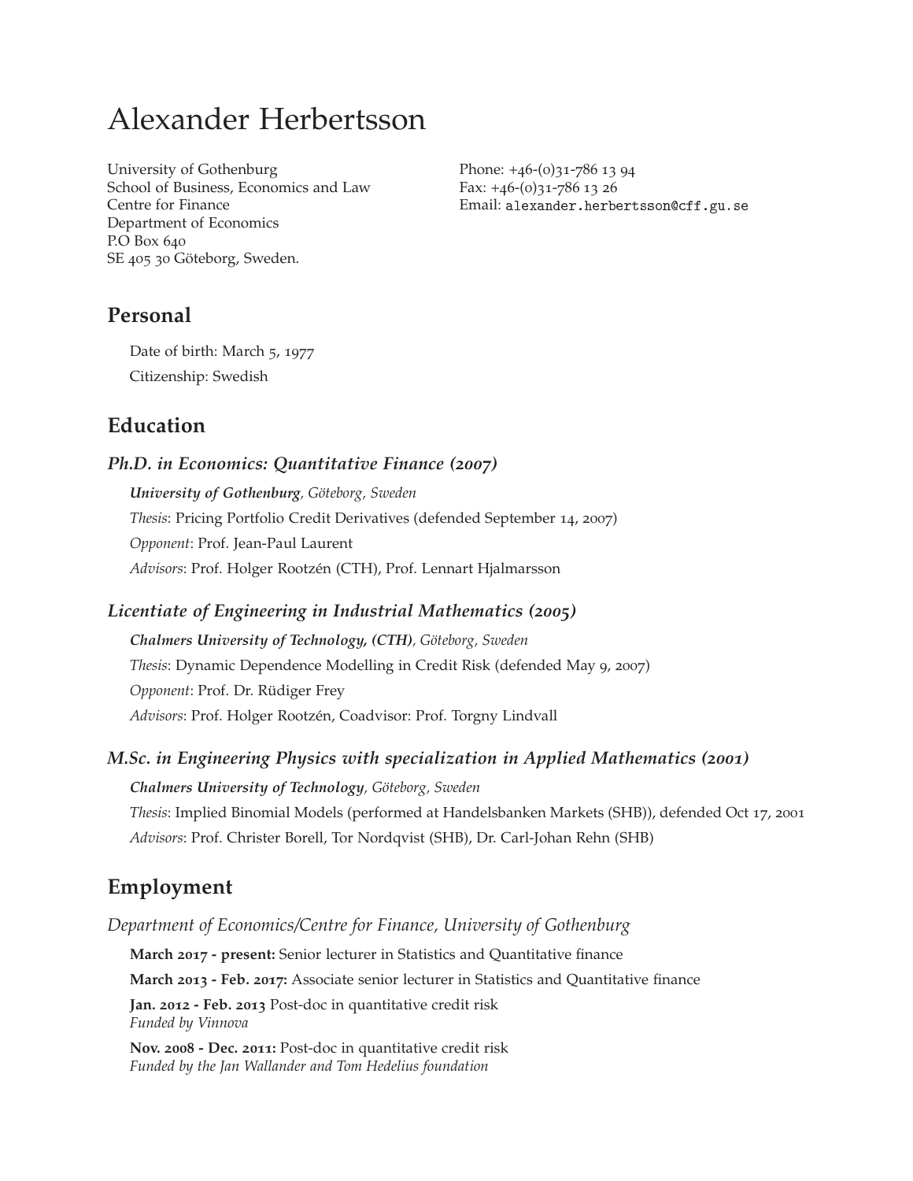# Alexander Herbertsson

University of Gothenburg
School of Business, Economics and Law
Centre for Finance
Department of Economics
P.O Box 640
SE 405 30 Göteborg, Sweden.

Phone: +46-(0)31-786 13 94
Fax: +46-(0)31-786 13 26
Email: `alexander.herbertsson@cff.gu.se`

## Personal

Date of birth: March 5, 1977

Citizenship: Swedish

## Education

### *Ph.D. in Economics: Quantitative Finance (2007)*

***University of Gothenburg**, Göteborg, Sweden*

*Thesis*: Pricing Portfolio Credit Derivatives (defended September 14, 2007)

*Opponent*: Prof. Jean-Paul Laurent

*Advisors*: Prof. Holger Rootzén (CTH), Prof. Lennart Hjalmarsson

### *Licentiate of Engineering in Industrial Mathematics (2005)*

***Chalmers University of Technology, (CTH)**, Göteborg, Sweden*

*Thesis*: Dynamic Dependence Modelling in Credit Risk (defended May 9, 2007)

*Opponent*: Prof. Dr. Rüdiger Frey

*Advisors*: Prof. Holger Rootzén, Coadvisor: Prof. Torgny Lindvall

### *M.Sc. in Engineering Physics with specialization in Applied Mathematics (2001)*

***Chalmers University of Technology**, Göteborg, Sweden*

*Thesis*: Implied Binomial Models (performed at Handelsbanken Markets (SHB)), defended Oct 17, 2001

*Advisors*: Prof. Christer Borell, Tor Nordqvist (SHB), Dr. Carl-Johan Rehn (SHB)

## Employment

*Department of Economics/Centre for Finance, University of Gothenburg*

**March 2017 - present:** Senior lecturer in Statistics and Quantitative finance

**March 2013 - Feb. 2017:** Associate senior lecturer in Statistics and Quantitative finance

**Jan. 2012 - Feb. 2013** Post-doc in quantitative credit risk
*Funded by Vinnova*

**Nov. 2008 - Dec. 2011:** Post-doc in quantitative credit risk
*Funded by the Jan Wallander and Tom Hedelius foundation*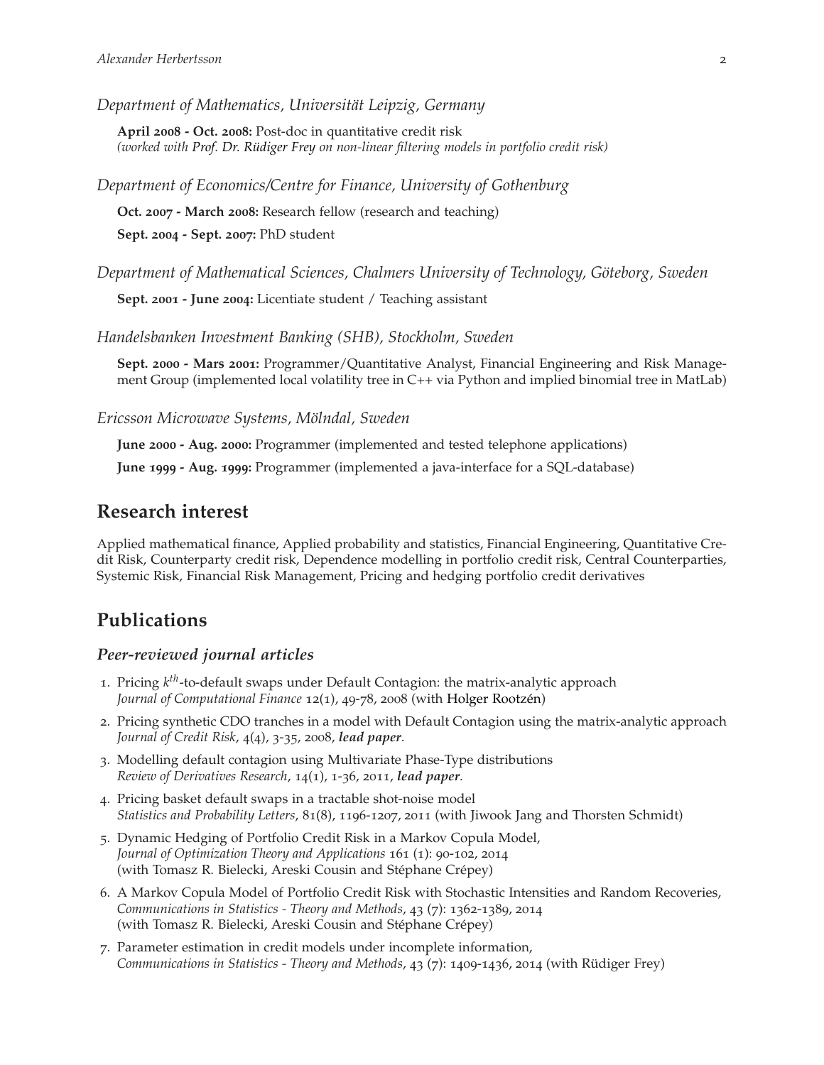*Department of Mathematics, Universität Leipzig, Germany*

**April 2008 - Oct. 2008:** Post-doc in quantitative credit risk
*(worked with Prof. Dr. Rüdiger Frey on non-linear filtering models in portfolio credit risk)*

*Department of Economics/Centre for Finance, University of Gothenburg*

**Oct. 2007 - March 2008:** Research fellow (research and teaching)

**Sept. 2004 - Sept. 2007:** PhD student

*Department of Mathematical Sciences, Chalmers University of Technology, Göteborg, Sweden*

**Sept. 2001 - June 2004:** Licentiate student / Teaching assistant

*Handelsbanken Investment Banking (SHB), Stockholm, Sweden*

**Sept. 2000 - Mars 2001:** Programmer/Quantitative Analyst, Financial Engineering and Risk Management Group (implemented local volatility tree in C++ via Python and implied binomial tree in MatLab)

*Ericsson Microwave Systems, Mölndal, Sweden*

**June 2000 - Aug. 2000:** Programmer (implemented and tested telephone applications)

**June 1999 - Aug. 1999:** Programmer (implemented a java-interface for a SQL-database)

## Research interest

Applied mathematical finance, Applied probability and statistics, Financial Engineering, Quantitative Credit Risk, Counterparty credit risk, Dependence modelling in portfolio credit risk, Central Counterparties, Systemic Risk, Financial Risk Management, Pricing and hedging portfolio credit derivatives

## Publications

### *Peer-reviewed journal articles*

1. Pricing $k^{th}$-to-default swaps under Default Contagion: the matrix-analytic approach
   *Journal of Computational Finance* 12(1), 49-78, 2008 (with Holger Rootzén)
2. Pricing synthetic CDO tranches in a model with Default Contagion using the matrix-analytic approach
   *Journal of Credit Risk*, 4(4), 3-35, 2008, ***lead paper***.
3. Modelling default contagion using Multivariate Phase-Type distributions
   *Review of Derivatives Research*, 14(1), 1-36, 2011, ***lead paper***.
4. Pricing basket default swaps in a tractable shot-noise model
   *Statistics and Probability Letters*, 81(8), 1196-1207, 2011 (with Jiwook Jang and Thorsten Schmidt)
5. Dynamic Hedging of Portfolio Credit Risk in a Markov Copula Model,
   *Journal of Optimization Theory and Applications* 161 (1): 90-102, 2014
   (with Tomasz R. Bielecki, Areski Cousin and Stéphane Crépey)
6. A Markov Copula Model of Portfolio Credit Risk with Stochastic Intensities and Random Recoveries,
   *Communications in Statistics - Theory and Methods*, 43 (7): 1362-1389, 2014
   (with Tomasz R. Bielecki, Areski Cousin and Stéphane Crépey)
7. Parameter estimation in credit models under incomplete information,
   *Communications in Statistics - Theory and Methods*, 43 (7): 1409-1436, 2014 (with Rüdiger Frey)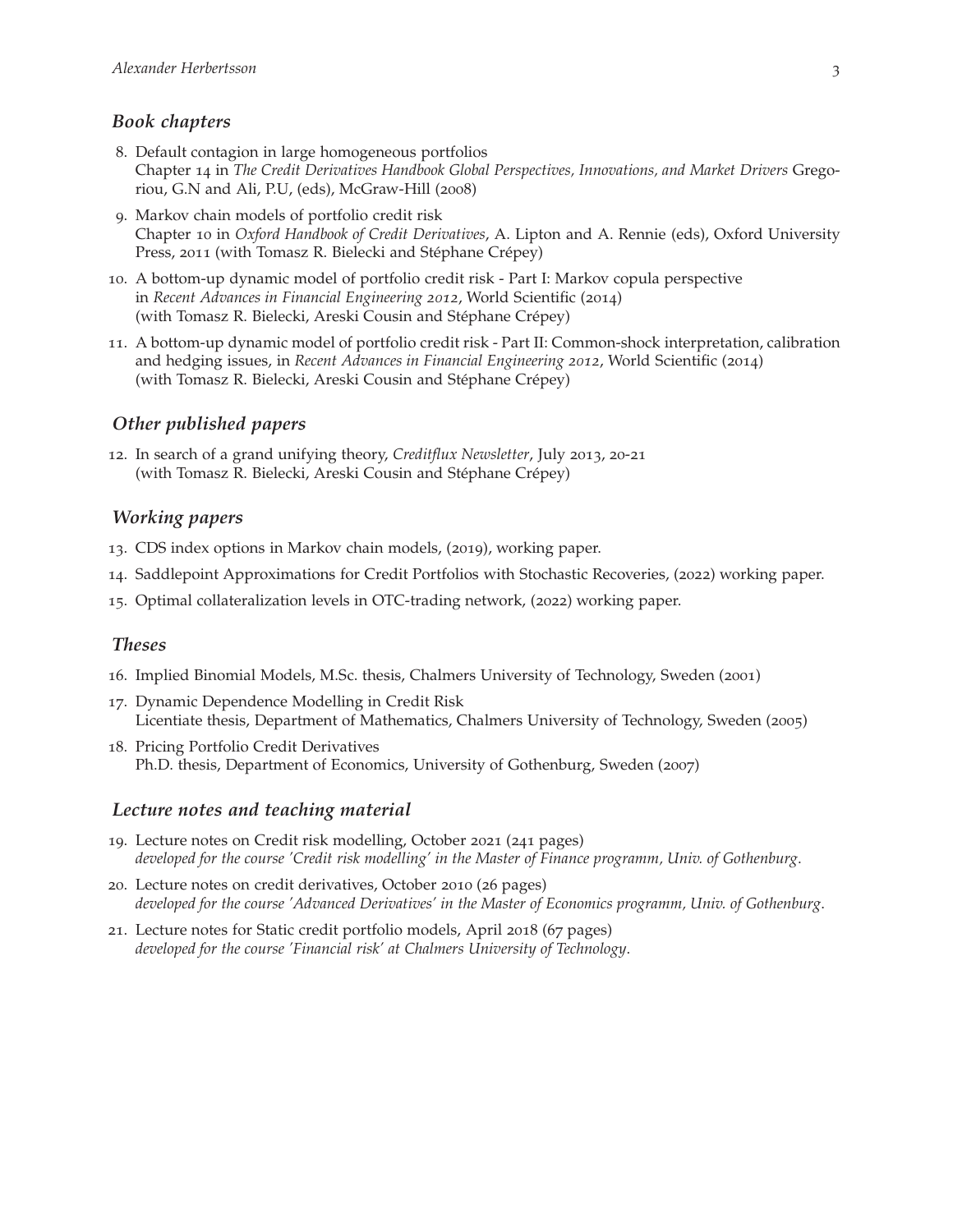## *Book chapters*

8. Default contagion in large homogeneous portfolios
   Chapter 14 in *The Credit Derivatives Handbook Global Perspectives, Innovations, and Market Drivers* Gregoriou, G.N and Ali, P.U, (eds), McGraw-Hill (2008)
9. Markov chain models of portfolio credit risk
   Chapter 10 in *Oxford Handbook of Credit Derivatives*, A. Lipton and A. Rennie (eds), Oxford University Press, 2011 (with Tomasz R. Bielecki and Stéphane Crépey)
10. A bottom-up dynamic model of portfolio credit risk - Part I: Markov copula perspective
    in *Recent Advances in Financial Engineering 2012*, World Scientific (2014)
    (with Tomasz R. Bielecki, Areski Cousin and Stéphane Crépey)
11. A bottom-up dynamic model of portfolio credit risk - Part II: Common-shock interpretation, calibration and hedging issues, in *Recent Advances in Financial Engineering 2012*, World Scientific (2014)
    (with Tomasz R. Bielecki, Areski Cousin and Stéphane Crépey)

## *Other published papers*

12. In search of a grand unifying theory, *Creditflux Newsletter*, July 2013, 20-21
    (with Tomasz R. Bielecki, Areski Cousin and Stéphane Crépey)

## *Working papers*

13. CDS index options in Markov chain models, (2019), working paper.
14. Saddlepoint Approximations for Credit Portfolios with Stochastic Recoveries, (2022) working paper.
15. Optimal collateralization levels in OTC-trading network, (2022) working paper.

## *Theses*

16. Implied Binomial Models, M.Sc. thesis, Chalmers University of Technology, Sweden (2001)
17. Dynamic Dependence Modelling in Credit Risk
    Licentiate thesis, Department of Mathematics, Chalmers University of Technology, Sweden (2005)
18. Pricing Portfolio Credit Derivatives
    Ph.D. thesis, Department of Economics, University of Gothenburg, Sweden (2007)

## *Lecture notes and teaching material*

19. Lecture notes on Credit risk modelling, October 2021 (241 pages)
    *developed for the course 'Credit risk modelling' in the Master of Finance programm, Univ. of Gothenburg.*
20. Lecture notes on credit derivatives, October 2010 (26 pages)
    *developed for the course 'Advanced Derivatives' in the Master of Economics programm, Univ. of Gothenburg.*
21. Lecture notes for Static credit portfolio models, April 2018 (67 pages)
    *developed for the course 'Financial risk' at Chalmers University of Technology.*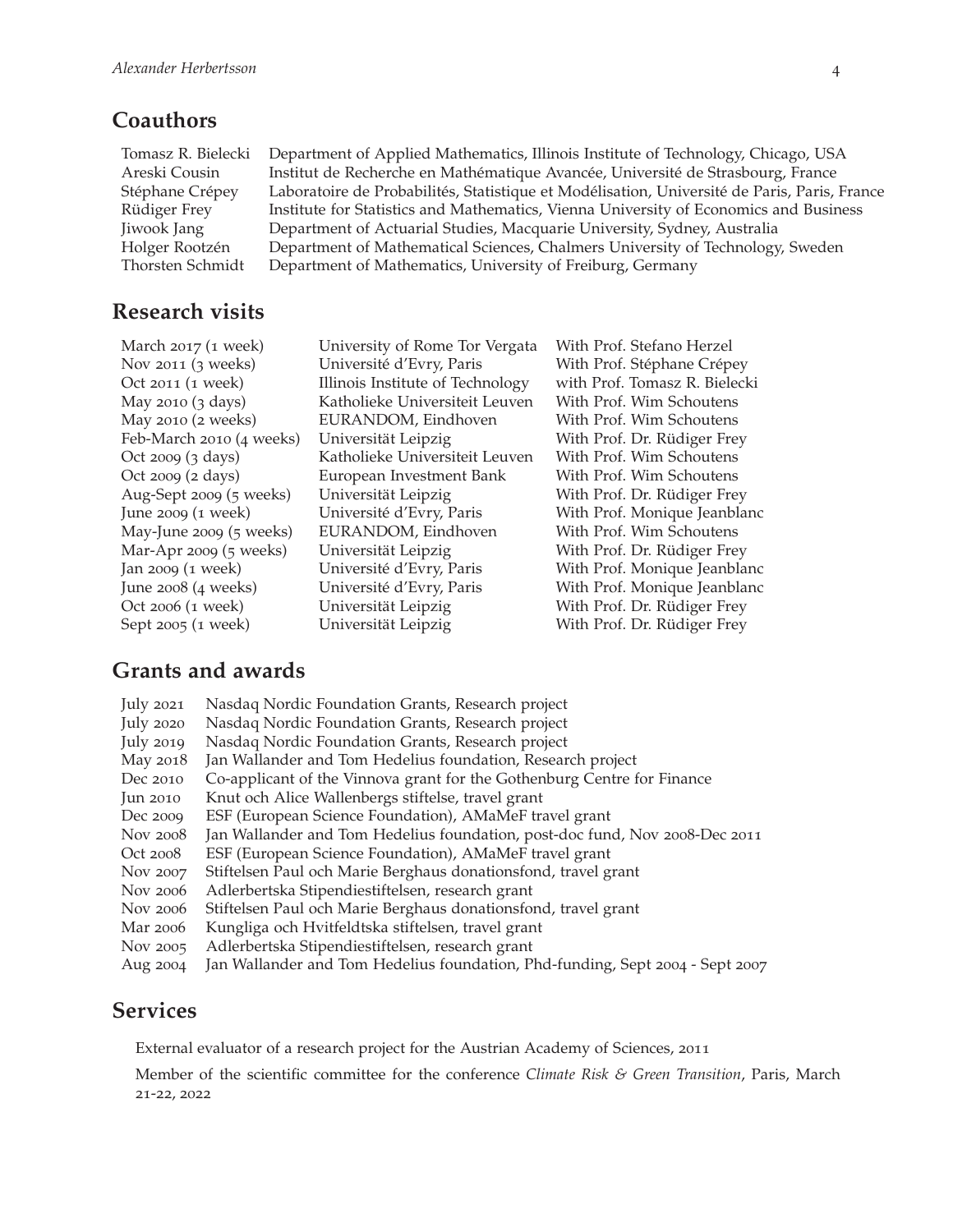## Coauthors

| | |
|---|---|
| Tomasz R. Bielecki | Department of Applied Mathematics, Illinois Institute of Technology, Chicago, USA |
| Areski Cousin | Institut de Recherche en Mathématique Avancée, Université de Strasbourg, France |
| Stéphane Crépey | Laboratoire de Probabilités, Statistique et Modélisation, Université de Paris, Paris, France |
| Rüdiger Frey | Institute for Statistics and Mathematics, Vienna University of Economics and Business |
| Jiwook Jang | Department of Actuarial Studies, Macquarie University, Sydney, Australia |
| Holger Rootzén | Department of Mathematical Sciences, Chalmers University of Technology, Sweden |
| Thorsten Schmidt | Department of Mathematics, University of Freiburg, Germany |

## Research visits

| | | |
|---|---|---|
| March 2017 (1 week) | University of Rome Tor Vergata | With Prof. Stefano Herzel |
| Nov 2011 (3 weeks) | Université d'Evry, Paris | With Prof. Stéphane Crépey |
| Oct 2011 (1 week) | Illinois Institute of Technology | with Prof. Tomasz R. Bielecki |
| May 2010 (3 days) | Katholieke Universiteit Leuven | With Prof. Wim Schoutens |
| May 2010 (2 weeks) | EURANDOM, Eindhoven | With Prof. Wim Schoutens |
| Feb-March 2010 (4 weeks) | Universität Leipzig | With Prof. Dr. Rüdiger Frey |
| Oct 2009 (3 days) | Katholieke Universiteit Leuven | With Prof. Wim Schoutens |
| Oct 2009 (2 days) | European Investment Bank | With Prof. Wim Schoutens |
| Aug-Sept 2009 (5 weeks) | Universität Leipzig | With Prof. Dr. Rüdiger Frey |
| June 2009 (1 week) | Université d'Evry, Paris | With Prof. Monique Jeanblanc |
| May-June 2009 (5 weeks) | EURANDOM, Eindhoven | With Prof. Wim Schoutens |
| Mar-Apr 2009 (5 weeks) | Universität Leipzig | With Prof. Dr. Rüdiger Frey |
| Jan 2009 (1 week) | Université d'Evry, Paris | With Prof. Monique Jeanblanc |
| June 2008 (4 weeks) | Université d'Evry, Paris | With Prof. Monique Jeanblanc |
| Oct 2006 (1 week) | Universität Leipzig | With Prof. Dr. Rüdiger Frey |
| Sept 2005 (1 week) | Universität Leipzig | With Prof. Dr. Rüdiger Frey |

## Grants and awards

| | |
|---|---|
| July 2021 | Nasdaq Nordic Foundation Grants, Research project |
| July 2020 | Nasdaq Nordic Foundation Grants, Research project |
| July 2019 | Nasdaq Nordic Foundation Grants, Research project |
| May 2018 | Jan Wallander and Tom Hedelius foundation, Research project |
| Dec 2010 | Co-applicant of the Vinnova grant for the Gothenburg Centre for Finance |
| Jun 2010 | Knut och Alice Wallenbergs stiftelse, travel grant |
| Dec 2009 | ESF (European Science Foundation), AMaMeF travel grant |
| Nov 2008 | Jan Wallander and Tom Hedelius foundation, post-doc fund, Nov 2008-Dec 2011 |
| Oct 2008 | ESF (European Science Foundation), AMaMeF travel grant |
| Nov 2007 | Stiftelsen Paul och Marie Berghaus donationsfond, travel grant |
| Nov 2006 | Adlerbertska Stipendiestiftelsen, research grant |
| Nov 2006 | Stiftelsen Paul och Marie Berghaus donationsfond, travel grant |
| Mar 2006 | Kungliga och Hvitfeldtska stiftelsen, travel grant |
| Nov 2005 | Adlerbertska Stipendiestiftelsen, research grant |
| Aug 2004 | Jan Wallander and Tom Hedelius foundation, Phd-funding, Sept 2004 - Sept 2007 |

## Services

External evaluator of a research project for the Austrian Academy of Sciences, 2011

Member of the scientific committee for the conference *Climate Risk & Green Transition*, Paris, March 21-22, 2022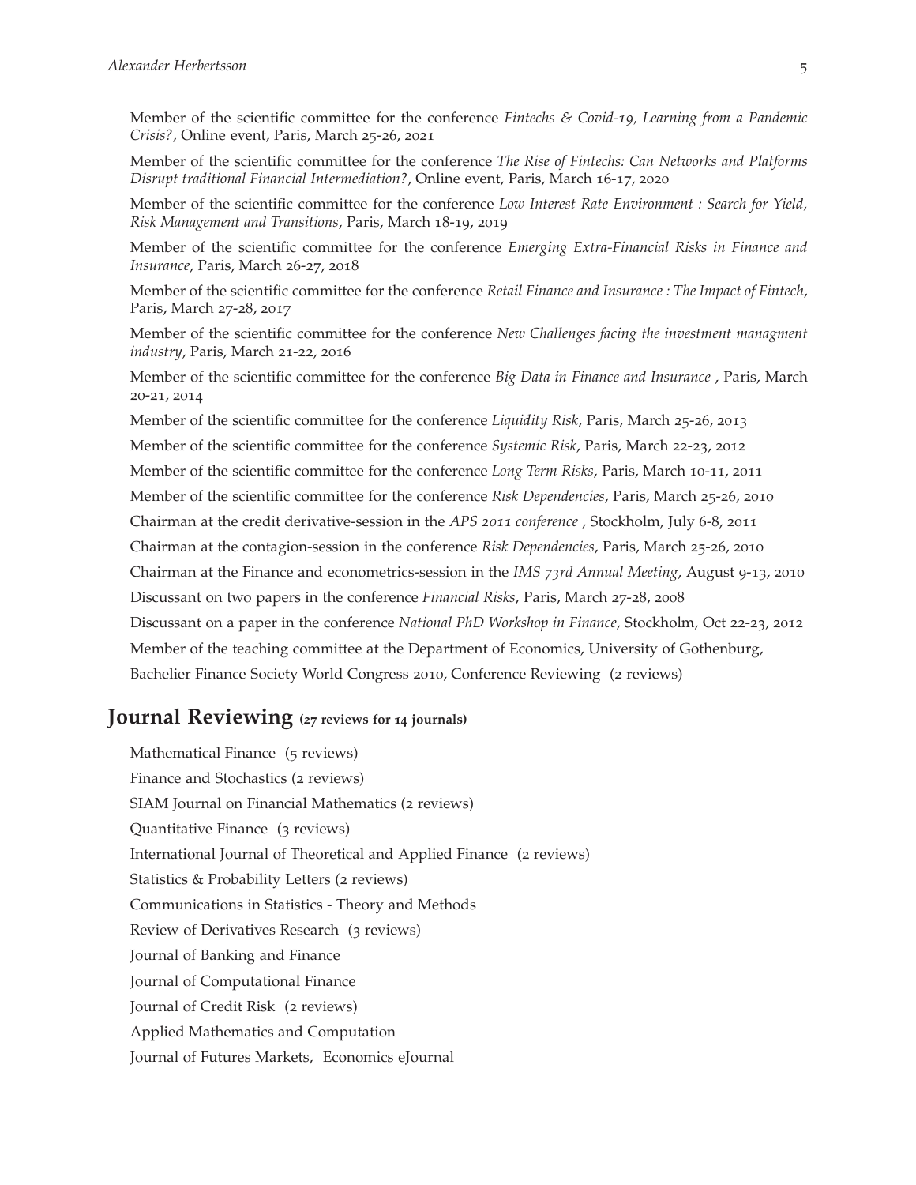Member of the scientific committee for the conference *Fintechs & Covid-19, Learning from a Pandemic Crisis?*, Online event, Paris, March 25-26, 2021

Member of the scientific committee for the conference *The Rise of Fintechs: Can Networks and Platforms Disrupt traditional Financial Intermediation?*, Online event, Paris, March 16-17, 2020

Member of the scientific committee for the conference *Low Interest Rate Environment : Search for Yield, Risk Management and Transitions*, Paris, March 18-19, 2019

Member of the scientific committee for the conference *Emerging Extra-Financial Risks in Finance and Insurance*, Paris, March 26-27, 2018

Member of the scientific committee for the conference *Retail Finance and Insurance : The Impact of Fintech*, Paris, March 27-28, 2017

Member of the scientific committee for the conference *New Challenges facing the investment managment industry*, Paris, March 21-22, 2016

Member of the scientific committee for the conference *Big Data in Finance and Insurance* , Paris, March 20-21, 2014

Member of the scientific committee for the conference *Liquidity Risk*, Paris, March 25-26, 2013

Member of the scientific committee for the conference *Systemic Risk*, Paris, March 22-23, 2012

Member of the scientific committee for the conference *Long Term Risks*, Paris, March 10-11, 2011

Member of the scientific committee for the conference *Risk Dependencies*, Paris, March 25-26, 2010

Chairman at the credit derivative-session in the *APS 2011 conference* , Stockholm, July 6-8, 2011

Chairman at the contagion-session in the conference *Risk Dependencies*, Paris, March 25-26, 2010

Chairman at the Finance and econometrics-session in the *IMS 73rd Annual Meeting*, August 9-13, 2010

Discussant on two papers in the conference *Financial Risks*, Paris, March 27-28, 2008

Discussant on a paper in the conference *National PhD Workshop in Finance*, Stockholm, Oct 22-23, 2012

Member of the teaching committee at the Department of Economics, University of Gothenburg,

Bachelier Finance Society World Congress 2010, Conference Reviewing (2 reviews)

## Journal Reviewing (27 reviews for 14 journals)

Mathematical Finance (5 reviews)

Finance and Stochastics (2 reviews)

SIAM Journal on Financial Mathematics (2 reviews)

Quantitative Finance (3 reviews)

International Journal of Theoretical and Applied Finance (2 reviews)

Statistics & Probability Letters (2 reviews)

Communications in Statistics - Theory and Methods

Review of Derivatives Research (3 reviews)

Journal of Banking and Finance

Journal of Computational Finance

Journal of Credit Risk (2 reviews)

Applied Mathematics and Computation

Journal of Futures Markets, Economics eJournal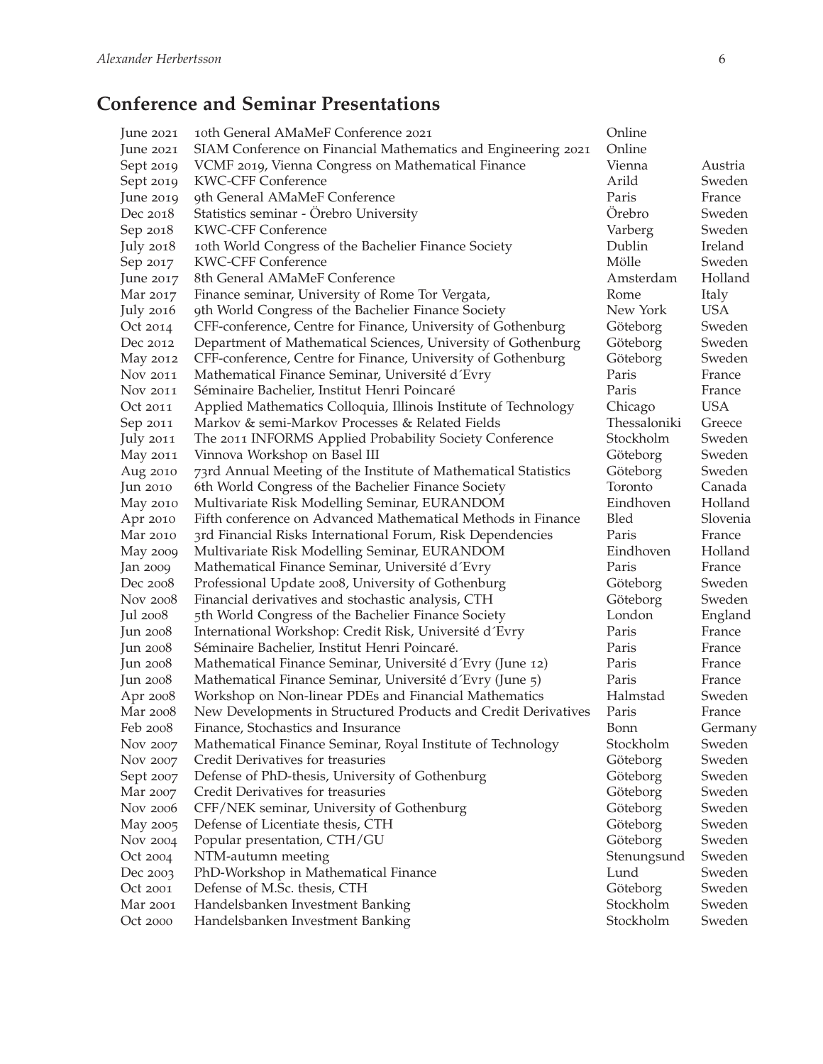## Conference and Seminar Presentations

| | | | |
|---|---|---|---|
| June 2021 | 10th General AMaMeF Conference 2021 | Online | |
| June 2021 | SIAM Conference on Financial Mathematics and Engineering 2021 | Online | |
| Sept 2019 | VCMF 2019, Vienna Congress on Mathematical Finance | Vienna | Austria |
| Sept 2019 | KWC-CFF Conference | Arild | Sweden |
| June 2019 | 9th General AMaMeF Conference | Paris | France |
| Dec 2018 | Statistics seminar - Örebro University | Örebro | Sweden |
| Sep 2018 | KWC-CFF Conference | Varberg | Sweden |
| July 2018 | 10th World Congress of the Bachelier Finance Society | Dublin | Ireland |
| Sep 2017 | KWC-CFF Conference | Mölle | Sweden |
| June 2017 | 8th General AMaMeF Conference | Amsterdam | Holland |
| Mar 2017 | Finance seminar, University of Rome Tor Vergata, | Rome | Italy |
| July 2016 | 9th World Congress of the Bachelier Finance Society | New York | USA |
| Oct 2014 | CFF-conference, Centre for Finance, University of Gothenburg | Göteborg | Sweden |
| Dec 2012 | Department of Mathematical Sciences, University of Gothenburg | Göteborg | Sweden |
| May 2012 | CFF-conference, Centre for Finance, University of Gothenburg | Göteborg | Sweden |
| Nov 2011 | Mathematical Finance Seminar, Université d´Evry | Paris | France |
| Nov 2011 | Séminaire Bachelier, Institut Henri Poincaré | Paris | France |
| Oct 2011 | Applied Mathematics Colloquia, Illinois Institute of Technology | Chicago | USA |
| Sep 2011 | Markov & semi-Markov Processes & Related Fields | Thessaloniki | Greece |
| July 2011 | The 2011 INFORMS Applied Probability Society Conference | Stockholm | Sweden |
| May 2011 | Vinnova Workshop on Basel III | Göteborg | Sweden |
| Aug 2010 | 73rd Annual Meeting of the Institute of Mathematical Statistics | Göteborg | Sweden |
| Jun 2010 | 6th World Congress of the Bachelier Finance Society | Toronto | Canada |
| May 2010 | Multivariate Risk Modelling Seminar, EURANDOM | Eindhoven | Holland |
| Apr 2010 | Fifth conference on Advanced Mathematical Methods in Finance | Bled | Slovenia |
| Mar 2010 | 3rd Financial Risks International Forum, Risk Dependencies | Paris | France |
| May 2009 | Multivariate Risk Modelling Seminar, EURANDOM | Eindhoven | Holland |
| Jan 2009 | Mathematical Finance Seminar, Université d´Evry | Paris | France |
| Dec 2008 | Professional Update 2008, University of Gothenburg | Göteborg | Sweden |
| Nov 2008 | Financial derivatives and stochastic analysis, CTH | Göteborg | Sweden |
| Jul 2008 | 5th World Congress of the Bachelier Finance Society | London | England |
| Jun 2008 | International Workshop: Credit Risk, Université d´Evry | Paris | France |
| Jun 2008 | Séminaire Bachelier, Institut Henri Poincaré. | Paris | France |
| Jun 2008 | Mathematical Finance Seminar, Université d´Evry (June 12) | Paris | France |
| Jun 2008 | Mathematical Finance Seminar, Université d´Evry (June 5) | Paris | France |
| Apr 2008 | Workshop on Non-linear PDEs and Financial Mathematics | Halmstad | Sweden |
| Mar 2008 | New Developments in Structured Products and Credit Derivatives | Paris | France |
| Feb 2008 | Finance, Stochastics and Insurance | Bonn | Germany |
| Nov 2007 | Mathematical Finance Seminar, Royal Institute of Technology | Stockholm | Sweden |
| Nov 2007 | Credit Derivatives for treasuries | Göteborg | Sweden |
| Sept 2007 | Defense of PhD-thesis, University of Gothenburg | Göteborg | Sweden |
| Mar 2007 | Credit Derivatives for treasuries | Göteborg | Sweden |
| Nov 2006 | CFF/NEK seminar, University of Gothenburg | Göteborg | Sweden |
| May 2005 | Defense of Licentiate thesis, CTH | Göteborg | Sweden |
| Nov 2004 | Popular presentation, CTH/GU | Göteborg | Sweden |
| Oct 2004 | NTM-autumn meeting | Stenungsund | Sweden |
| Dec 2003 | PhD-Workshop in Mathematical Finance | Lund | Sweden |
| Oct 2001 | Defense of M.Sc. thesis, CTH | Göteborg | Sweden |
| Mar 2001 | Handelsbanken Investment Banking | Stockholm | Sweden |
| Oct 2000 | Handelsbanken Investment Banking | Stockholm | Sweden |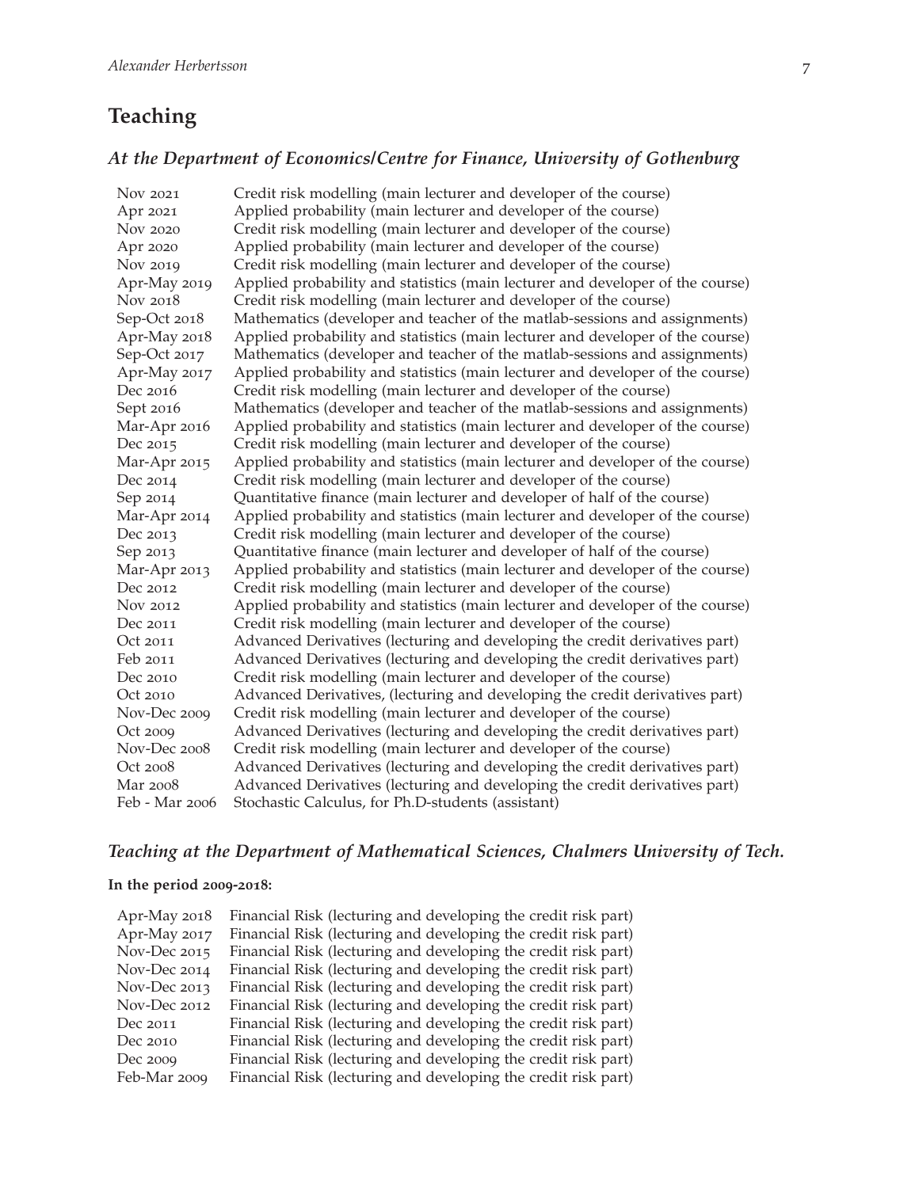## Teaching

### *At the Department of Economics/Centre for Finance, University of Gothenburg*

| | |
|---|---|
| Nov 2021 | Credit risk modelling (main lecturer and developer of the course) |
| Apr 2021 | Applied probability (main lecturer and developer of the course) |
| Nov 2020 | Credit risk modelling (main lecturer and developer of the course) |
| Apr 2020 | Applied probability (main lecturer and developer of the course) |
| Nov 2019 | Credit risk modelling (main lecturer and developer of the course) |
| Apr-May 2019 | Applied probability and statistics (main lecturer and developer of the course) |
| Nov 2018 | Credit risk modelling (main lecturer and developer of the course) |
| Sep-Oct 2018 | Mathematics (developer and teacher of the matlab-sessions and assignments) |
| Apr-May 2018 | Applied probability and statistics (main lecturer and developer of the course) |
| Sep-Oct 2017 | Mathematics (developer and teacher of the matlab-sessions and assignments) |
| Apr-May 2017 | Applied probability and statistics (main lecturer and developer of the course) |
| Dec 2016 | Credit risk modelling (main lecturer and developer of the course) |
| Sept 2016 | Mathematics (developer and teacher of the matlab-sessions and assignments) |
| Mar-Apr 2016 | Applied probability and statistics (main lecturer and developer of the course) |
| Dec 2015 | Credit risk modelling (main lecturer and developer of the course) |
| Mar-Apr 2015 | Applied probability and statistics (main lecturer and developer of the course) |
| Dec 2014 | Credit risk modelling (main lecturer and developer of the course) |
| Sep 2014 | Quantitative finance (main lecturer and developer of half of the course) |
| Mar-Apr 2014 | Applied probability and statistics (main lecturer and developer of the course) |
| Dec 2013 | Credit risk modelling (main lecturer and developer of the course) |
| Sep 2013 | Quantitative finance (main lecturer and developer of half of the course) |
| Mar-Apr 2013 | Applied probability and statistics (main lecturer and developer of the course) |
| Dec 2012 | Credit risk modelling (main lecturer and developer of the course) |
| Nov 2012 | Applied probability and statistics (main lecturer and developer of the course) |
| Dec 2011 | Credit risk modelling (main lecturer and developer of the course) |
| Oct 2011 | Advanced Derivatives (lecturing and developing the credit derivatives part) |
| Feb 2011 | Advanced Derivatives (lecturing and developing the credit derivatives part) |
| Dec 2010 | Credit risk modelling (main lecturer and developer of the course) |
| Oct 2010 | Advanced Derivatives, (lecturing and developing the credit derivatives part) |
| Nov-Dec 2009 | Credit risk modelling (main lecturer and developer of the course) |
| Oct 2009 | Advanced Derivatives (lecturing and developing the credit derivatives part) |
| Nov-Dec 2008 | Credit risk modelling (main lecturer and developer of the course) |
| Oct 2008 | Advanced Derivatives (lecturing and developing the credit derivatives part) |
| Mar 2008 | Advanced Derivatives (lecturing and developing the credit derivatives part) |
| Feb - Mar 2006 | Stochastic Calculus, for Ph.D-students (assistant) |

### *Teaching at the Department of Mathematical Sciences, Chalmers University of Tech.*

**In the period 2009-2018:**

| | |
|---|---|
| Apr-May 2018 | Financial Risk (lecturing and developing the credit risk part) |
| Apr-May 2017 | Financial Risk (lecturing and developing the credit risk part) |
| Nov-Dec 2015 | Financial Risk (lecturing and developing the credit risk part) |
| Nov-Dec 2014 | Financial Risk (lecturing and developing the credit risk part) |
| Nov-Dec 2013 | Financial Risk (lecturing and developing the credit risk part) |
| Nov-Dec 2012 | Financial Risk (lecturing and developing the credit risk part) |
| Dec 2011 | Financial Risk (lecturing and developing the credit risk part) |
| Dec 2010 | Financial Risk (lecturing and developing the credit risk part) |
| Dec 2009 | Financial Risk (lecturing and developing the credit risk part) |
| Feb-Mar 2009 | Financial Risk (lecturing and developing the credit risk part) |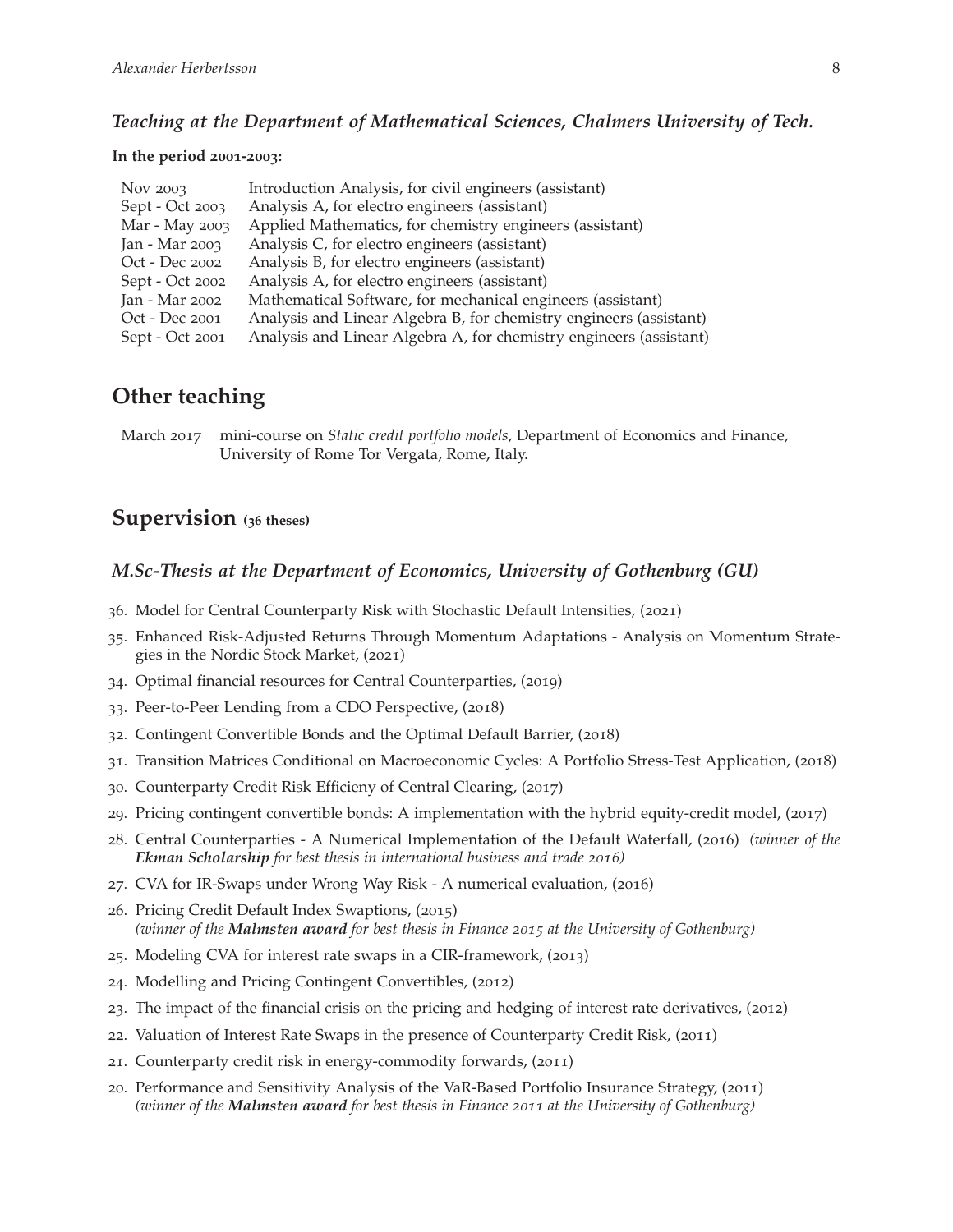### *Teaching at the Department of Mathematical Sciences, Chalmers University of Tech.*

**In the period 2001-2003:**

| | |
|---|---|
| Nov 2003 | Introduction Analysis, for civil engineers (assistant) |
| Sept - Oct 2003 | Analysis A, for electro engineers (assistant) |
| Mar - May 2003 | Applied Mathematics, for chemistry engineers (assistant) |
| Jan - Mar 2003 | Analysis C, for electro engineers (assistant) |
| Oct - Dec 2002 | Analysis B, for electro engineers (assistant) |
| Sept - Oct 2002 | Analysis A, for electro engineers (assistant) |
| Jan - Mar 2002 | Mathematical Software, for mechanical engineers (assistant) |
| Oct - Dec 2001 | Analysis and Linear Algebra B, for chemistry engineers (assistant) |
| Sept - Oct 2001 | Analysis and Linear Algebra A, for chemistry engineers (assistant) |

## Other teaching

| | |
|---|---|
| March 2017 | mini-course on *Static credit portfolio models*, Department of Economics and Finance, University of Rome Tor Vergata, Rome, Italy. |

## Supervision (36 theses)

### *M.Sc-Thesis at the Department of Economics, University of Gothenburg (GU)*

36. Model for Central Counterparty Risk with Stochastic Default Intensities, (2021)
35. Enhanced Risk-Adjusted Returns Through Momentum Adaptations - Analysis on Momentum Strategies in the Nordic Stock Market, (2021)
34. Optimal financial resources for Central Counterparties, (2019)
33. Peer-to-Peer Lending from a CDO Perspective, (2018)
32. Contingent Convertible Bonds and the Optimal Default Barrier, (2018)
31. Transition Matrices Conditional on Macroeconomic Cycles: A Portfolio Stress-Test Application, (2018)
30. Counterparty Credit Risk Efficieny of Central Clearing, (2017)
29. Pricing contingent convertible bonds: A implementation with the hybrid equity-credit model, (2017)
28. Central Counterparties - A Numerical Implementation of the Default Waterfall, (2016) *(winner of the **Ekman Scholarship** for best thesis in international business and trade 2016)*
27. CVA for IR-Swaps under Wrong Way Risk - A numerical evaluation, (2016)
26. Pricing Credit Default Index Swaptions, (2015) *(winner of the **Malmsten award** for best thesis in Finance 2015 at the University of Gothenburg)*
25. Modeling CVA for interest rate swaps in a CIR-framework, (2013)
24. Modelling and Pricing Contingent Convertibles, (2012)
23. The impact of the financial crisis on the pricing and hedging of interest rate derivatives, (2012)
22. Valuation of Interest Rate Swaps in the presence of Counterparty Credit Risk, (2011)
21. Counterparty credit risk in energy-commodity forwards, (2011)
20. Performance and Sensitivity Analysis of the VaR-Based Portfolio Insurance Strategy, (2011) *(winner of the **Malmsten award** for best thesis in Finance 2011 at the University of Gothenburg)*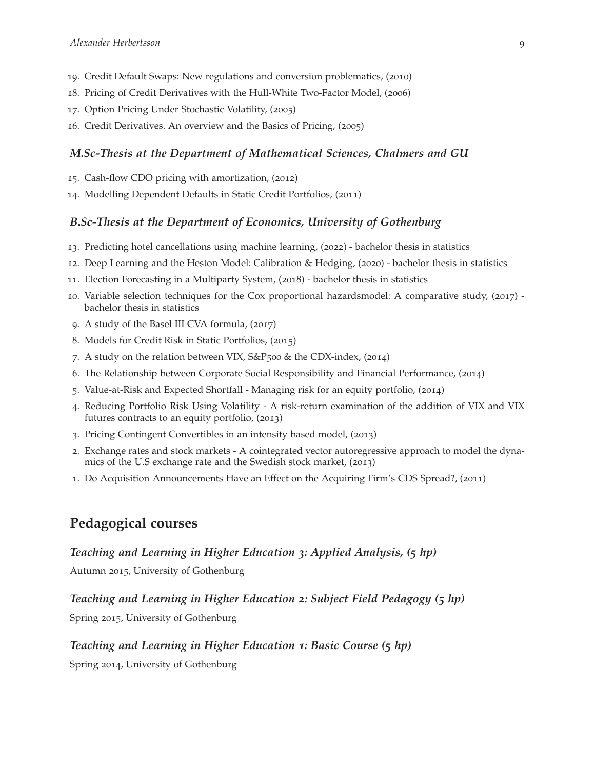19. Credit Default Swaps: New regulations and conversion problematics, (2010)
18. Pricing of Credit Derivatives with the Hull-White Two-Factor Model, (2006)
17. Option Pricing Under Stochastic Volatility, (2005)
16. Credit Derivatives. An overview and the Basics of Pricing, (2005)

### *M.Sc-Thesis at the Department of Mathematical Sciences, Chalmers and GU*

15. Cash-flow CDO pricing with amortization, (2012)
14. Modelling Dependent Defaults in Static Credit Portfolios, (2011)

### *B.Sc-Thesis at the Department of Economics, University of Gothenburg*

13. Predicting hotel cancellations using machine learning, (2022) - bachelor thesis in statistics
12. Deep Learning and the Heston Model: Calibration & Hedging, (2020) - bachelor thesis in statistics
11. Election Forecasting in a Multiparty System, (2018) - bachelor thesis in statistics
10. Variable selection techniques for the Cox proportional hazardsmodel: A comparative study, (2017) - bachelor thesis in statistics
9. A study of the Basel III CVA formula, (2017)
8. Models for Credit Risk in Static Portfolios, (2015)
7. A study on the relation between VIX, S&P500 & the CDX-index, (2014)
6. The Relationship between Corporate Social Responsibility and Financial Performance, (2014)
5. Value-at-Risk and Expected Shortfall - Managing risk for an equity portfolio, (2014)
4. Reducing Portfolio Risk Using Volatility - A risk-return examination of the addition of VIX and VIX futures contracts to an equity portfolio, (2013)
3. Pricing Contingent Convertibles in an intensity based model, (2013)
2. Exchange rates and stock markets - A cointegrated vector autoregressive approach to model the dynamics of the U.S exchange rate and the Swedish stock market, (2013)
1. Do Acquisition Announcements Have an Effect on the Acquiring Firm's CDS Spread?, (2011)

## Pedagogical courses

### *Teaching and Learning in Higher Education 3: Applied Analysis, (5 hp)*

Autumn 2015, University of Gothenburg

### *Teaching and Learning in Higher Education 2: Subject Field Pedagogy (5 hp)*

Spring 2015, University of Gothenburg

### *Teaching and Learning in Higher Education 1: Basic Course (5 hp)*

Spring 2014, University of Gothenburg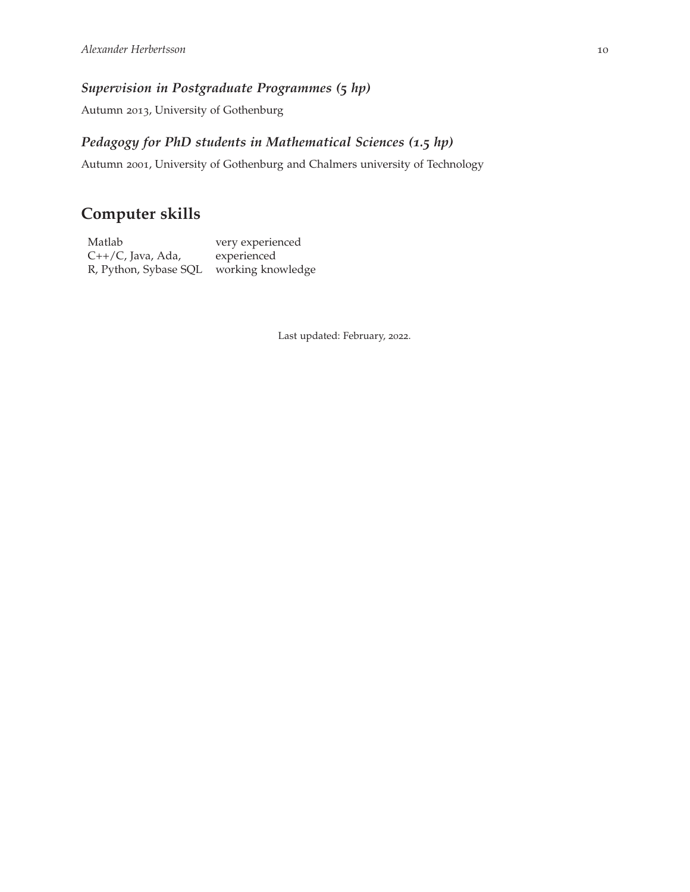### *Supervision in Postgraduate Programmes (5 hp)*

Autumn 2013, University of Gothenburg

### *Pedagogy for PhD students in Mathematical Sciences (1.5 hp)*

Autumn 2001, University of Gothenburg and Chalmers university of Technology

## Computer skills

| | |
|---|---|
| Matlab | very experienced |
| C++/C, Java, Ada, | experienced |
| R, Python, Sybase SQL | working knowledge |

Last updated: February, 2022.